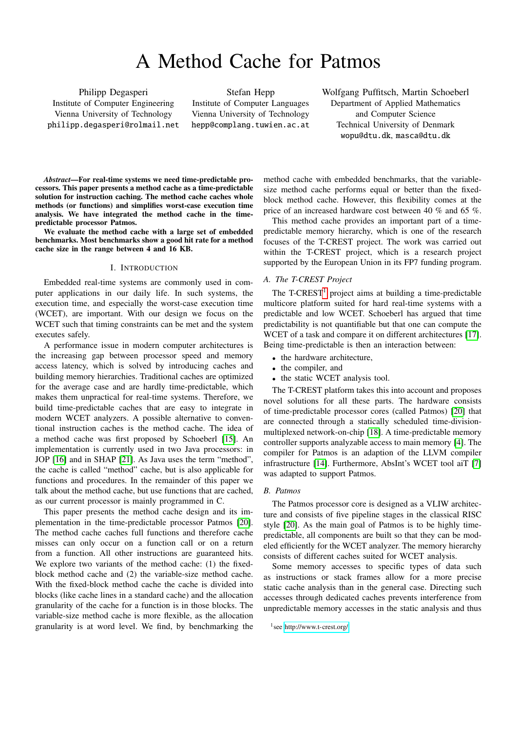# A Method Cache for Patmos

Philipp Degasperi
Institute of Computer Engineering
Vienna University of Technology
philipp.degasperi@rolmail.net

Stefan Hepp
Institute of Computer Languages
Vienna University of Technology
hepp@complang.tuwien.ac.at

Wolfgang Puffitsch, Martin Schoeberl
Department of Applied Mathematics and Computer Science
Technical University of Denmark
wopu@dtu.dk, masca@dtu.dk

***Abstract*—For real-time systems we need time-predictable processors. This paper presents a method cache as a time-predictable solution for instruction caching. The method cache caches whole methods (or functions) and simplifies worst-case execution time analysis. We have integrated the method cache in the time-predictable processor Patmos.**

**We evaluate the method cache with a large set of embedded benchmarks. Most benchmarks show a good hit rate for a method cache size in the range between 4 and 16 KB.**

## I. Introduction

Embedded real-time systems are commonly used in computer applications in our daily life. In such systems, the execution time, and especially the worst-case execution time (WCET), are important. With our design we focus on the WCET such that timing constraints can be met and the system executes safely.

A performance issue in modern computer architectures is the increasing gap between processor speed and memory access latency, which is solved by introducing caches and building memory hierarchies. Traditional caches are optimized for the average case and are hardly time-predictable, which makes them unpractical for real-time systems. Therefore, we build time-predictable caches that are easy to integrate in modern WCET analyzers. A possible alternative to conventional instruction caches is the method cache. The idea of a method cache was first proposed by Schoeberl [15]. An implementation is currently used in two Java processors: in JOP [16] and in SHAP [21]. As Java uses the term "method", the cache is called "method" cache, but is also applicable for functions and procedures. In the remainder of this paper we talk about the method cache, but use functions that are cached, as our current processor is mainly programmed in C.

This paper presents the method cache design and its implementation in the time-predictable processor Patmos [20]. The method cache caches full functions and therefore cache misses can only occur on a function call or on a return from a function. All other instructions are guaranteed hits. We explore two variants of the method cache: (1) the fixed-block method cache and (2) the variable-size method cache. With the fixed-block method cache the cache is divided into blocks (like cache lines in a standard cache) and the allocation granularity of the cache for a function is in those blocks. The variable-size method cache is more flexible, as the allocation granularity is at word level. We find, by benchmarking the method cache with embedded benchmarks, that the variable-size method cache performs equal or better than the fixed-block method cache. However, this flexibility comes at the price of an increased hardware cost between 40 % and 65 %.

This method cache provides an important part of a time-predictable memory hierarchy, which is one of the research focuses of the T-CREST project. The work was carried out within the T-CREST project, which is a research project supported by the European Union in its FP7 funding program.

### A. The T-CREST Project

The T-CREST[1] project aims at building a time-predictable multicore platform suited for hard real-time systems with a predictable and low WCET. Schoeberl has argued that time predictability is not quantifiable but that one can compute the WCET of a task and compare it on different architectures [17]. Being time-predictable is then an interaction between:

- the hardware architecture,
- the compiler, and
- the static WCET analysis tool.

The T-CREST platform takes this into account and proposes novel solutions for all these parts. The hardware consists of time-predictable processor cores (called Patmos) [20] that are connected through a statically scheduled time-division-multiplexed network-on-chip [18]. A time-predictable memory controller supports analyzable access to main memory [4]. The compiler for Patmos is an adaption of the LLVM compiler infrastructure [14]. Furthermore, AbsInt's WCET tool aiT [7] was adapted to support Patmos.

### B. Patmos

The Patmos processor core is designed as a VLIW architecture and consists of five pipeline stages in the classical RISC style [20]. As the main goal of Patmos is to be highly time-predictable, all components are built so that they can be modeled efficiently for the WCET analyzer. The memory hierarchy consists of different caches suited for WCET analysis.

Some memory accesses to specific types of data such as instructions or stack frames allow for a more precise static cache analysis than in the general case. Directing such accesses through dedicated caches prevents interference from unpredictable memory accesses in the static analysis and thus

[1] see http://www.t-crest.org/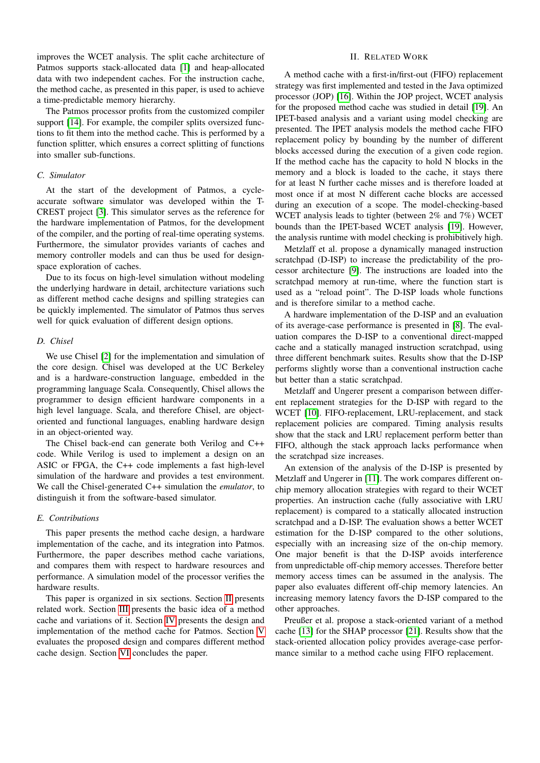improves the WCET analysis. The split cache architecture of Patmos supports stack-allocated data [1] and heap-allocated data with two independent caches. For the instruction cache, the method cache, as presented in this paper, is used to achieve a time-predictable memory hierarchy.

The Patmos processor profits from the customized compiler support [14]. For example, the compiler splits oversized functions to fit them into the method cache. This is performed by a function splitter, which ensures a correct splitting of functions into smaller sub-functions.

### C. Simulator

At the start of the development of Patmos, a cycle-accurate software simulator was developed within the T-CREST project [3]. This simulator serves as the reference for the hardware implementation of Patmos, for the development of the compiler, and the porting of real-time operating systems. Furthermore, the simulator provides variants of caches and memory controller models and can thus be used for design-space exploration of caches.

Due to its focus on high-level simulation without modeling the underlying hardware in detail, architecture variations such as different method cache designs and spilling strategies can be quickly implemented. The simulator of Patmos thus serves well for quick evaluation of different design options.

### D. Chisel

We use Chisel [2] for the implementation and simulation of the core design. Chisel was developed at the UC Berkeley and is a hardware-construction language, embedded in the programming language Scala. Consequently, Chisel allows the programmer to design efficient hardware components in a high level language. Scala, and therefore Chisel, are object-oriented and functional languages, enabling hardware design in an object-oriented way.

The Chisel back-end can generate both Verilog and C++ code. While Verilog is used to implement a design on an ASIC or FPGA, the C++ code implements a fast high-level simulation of the hardware and provides a test environment. We call the Chisel-generated C++ simulation the *emulator*, to distinguish it from the software-based simulator.

### E. Contributions

This paper presents the method cache design, a hardware implementation of the cache, and its integration into Patmos. Furthermore, the paper describes method cache variations, and compares them with respect to hardware resources and performance. A simulation model of the processor verifies the hardware results.

This paper is organized in six sections. Section II presents related work. Section III presents the basic idea of a method cache and variations of it. Section IV presents the design and implementation of the method cache for Patmos. Section V evaluates the proposed design and compares different method cache design. Section VI concludes the paper.

## II. Related Work

A method cache with a first-in/first-out (FIFO) replacement strategy was first implemented and tested in the Java optimized processor (JOP) [16]. Within the JOP project, WCET analysis for the proposed method cache was studied in detail [19]. An IPET-based analysis and a variant using model checking are presented. The IPET analysis models the method cache FIFO replacement policy by bounding by the number of different blocks accessed during the execution of a given code region. If the method cache has the capacity to hold N blocks in the memory and a block is loaded to the cache, it stays there for at least N further cache misses and is therefore loaded at most once if at most N different cache blocks are accessed during an execution of a scope. The model-checking-based WCET analysis leads to tighter (between 2% and 7%) WCET bounds than the IPET-based WCET analysis [19]. However, the analysis runtime with model checking is prohibitively high.

Metzlaff et al. propose a dynamically managed instruction scratchpad (D-ISP) to increase the predictability of the processor architecture [9]. The instructions are loaded into the scratchpad memory at run-time, where the function start is used as a "reload point". The D-ISP loads whole functions and is therefore similar to a method cache.

A hardware implementation of the D-ISP and an evaluation of its average-case performance is presented in [8]. The evaluation compares the D-ISP to a conventional direct-mapped cache and a statically managed instruction scratchpad, using three different benchmark suites. Results show that the D-ISP performs slightly worse than a conventional instruction cache but better than a static scratchpad.

Metzlaff and Ungerer present a comparison between different replacement strategies for the D-ISP with regard to the WCET [10]. FIFO-replacement, LRU-replacement, and stack replacement policies are compared. Timing analysis results show that the stack and LRU replacement perform better than FIFO, although the stack approach lacks performance when the scratchpad size increases.

An extension of the analysis of the D-ISP is presented by Metzlaff and Ungerer in [11]. The work compares different on-chip memory allocation strategies with regard to their WCET properties. An instruction cache (fully associative with LRU replacement) is compared to a statically allocated instruction scratchpad and a D-ISP. The evaluation shows a better WCET estimation for the D-ISP compared to the other solutions, especially with an increasing size of the on-chip memory. One major benefit is that the D-ISP avoids interference from unpredictable off-chip memory accesses. Therefore better memory access times can be assumed in the analysis. The paper also evaluates different off-chip memory latencies. An increasing memory latency favors the D-ISP compared to the other approaches.

Preußer et al. propose a stack-oriented variant of a method cache [13] for the SHAP processor [21]. Results show that the stack-oriented allocation policy provides average-case performance similar to a method cache using FIFO replacement.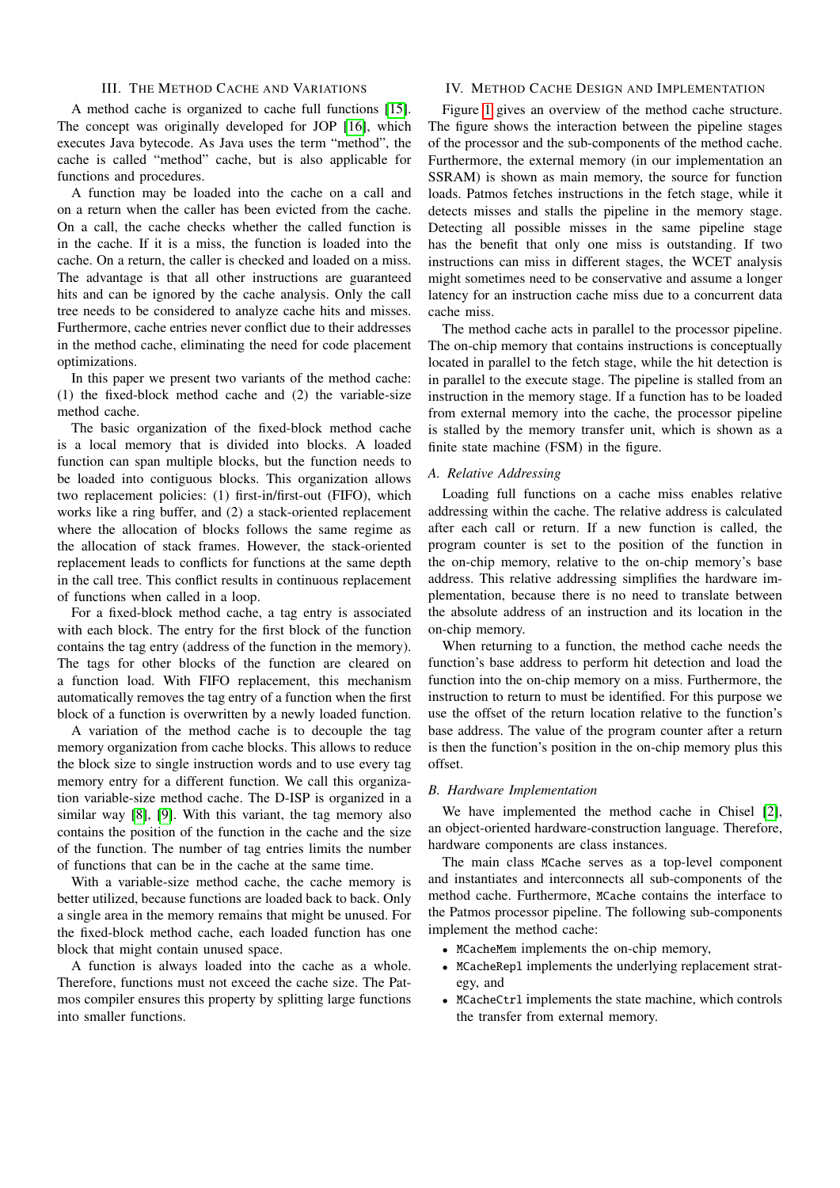## III. The Method Cache and Variations

A method cache is organized to cache full functions [15]. The concept was originally developed for JOP [16], which executes Java bytecode. As Java uses the term "method", the cache is called "method" cache, but is also applicable for functions and procedures.

A function may be loaded into the cache on a call and on a return when the caller has been evicted from the cache. On a call, the cache checks whether the called function is in the cache. If it is a miss, the function is loaded into the cache. On a return, the caller is checked and loaded on a miss. The advantage is that all other instructions are guaranteed hits and can be ignored by the cache analysis. Only the call tree needs to be considered to analyze cache hits and misses. Furthermore, cache entries never conflict due to their addresses in the method cache, eliminating the need for code placement optimizations.

In this paper we present two variants of the method cache: (1) the fixed-block method cache and (2) the variable-size method cache.

The basic organization of the fixed-block method cache is a local memory that is divided into blocks. A loaded function can span multiple blocks, but the function needs to be loaded into contiguous blocks. This organization allows two replacement policies: (1) first-in/first-out (FIFO), which works like a ring buffer, and (2) a stack-oriented replacement where the allocation of blocks follows the same regime as the allocation of stack frames. However, the stack-oriented replacement leads to conflicts for functions at the same depth in the call tree. This conflict results in continuous replacement of functions when called in a loop.

For a fixed-block method cache, a tag entry is associated with each block. The entry for the first block of the function contains the tag entry (address of the function in the memory). The tags for other blocks of the function are cleared on a function load. With FIFO replacement, this mechanism automatically removes the tag entry of a function when the first block of a function is overwritten by a newly loaded function.

A variation of the method cache is to decouple the tag memory organization from cache blocks. This allows to reduce the block size to single instruction words and to use every tag memory entry for a different function. We call this organization variable-size method cache. The D-ISP is organized in a similar way [8], [9]. With this variant, the tag memory also contains the position of the function in the cache and the size of the function. The number of tag entries limits the number of functions that can be in the cache at the same time.

With a variable-size method cache, the cache memory is better utilized, because functions are loaded back to back. Only a single area in the memory remains that might be unused. For the fixed-block method cache, each loaded function has one block that might contain unused space.

A function is always loaded into the cache as a whole. Therefore, functions must not exceed the cache size. The Patmos compiler ensures this property by splitting large functions into smaller functions.

## IV. Method Cache Design and Implementation

Figure 1 gives an overview of the method cache structure. The figure shows the interaction between the pipeline stages of the processor and the sub-components of the method cache. Furthermore, the external memory (in our implementation an SSRAM) is shown as main memory, the source for function loads. Patmos fetches instructions in the fetch stage, while it detects misses and stalls the pipeline in the memory stage. Detecting all possible misses in the same pipeline stage has the benefit that only one miss is outstanding. If two instructions can miss in different stages, the WCET analysis might sometimes need to be conservative and assume a longer latency for an instruction cache miss due to a concurrent data cache miss.

The method cache acts in parallel to the processor pipeline. The on-chip memory that contains instructions is conceptually located in parallel to the fetch stage, while the hit detection is in parallel to the execute stage. The pipeline is stalled from an instruction in the memory stage. If a function has to be loaded from external memory into the cache, the processor pipeline is stalled by the memory transfer unit, which is shown as a finite state machine (FSM) in the figure.

### A. Relative Addressing

Loading full functions on a cache miss enables relative addressing within the cache. The relative address is calculated after each call or return. If a new function is called, the program counter is set to the position of the function in the on-chip memory, relative to the on-chip memory's base address. This relative addressing simplifies the hardware implementation, because there is no need to translate between the absolute address of an instruction and its location in the on-chip memory.

When returning to a function, the method cache needs the function's base address to perform hit detection and load the function into the on-chip memory on a miss. Furthermore, the instruction to return to must be identified. For this purpose we use the offset of the return location relative to the function's base address. The value of the program counter after a return is then the function's position in the on-chip memory plus this offset.

### B. Hardware Implementation

We have implemented the method cache in Chisel [2], an object-oriented hardware-construction language. Therefore, hardware components are class instances.

The main class `MCache` serves as a top-level component and instantiates and interconnects all sub-components of the method cache. Furthermore, `MCache` contains the interface to the Patmos processor pipeline. The following sub-components implement the method cache:

- `MCacheMem` implements the on-chip memory,
- `MCacheRepl` implements the underlying replacement strategy, and
- `MCacheCtrl` implements the state machine, which controls the transfer from external memory.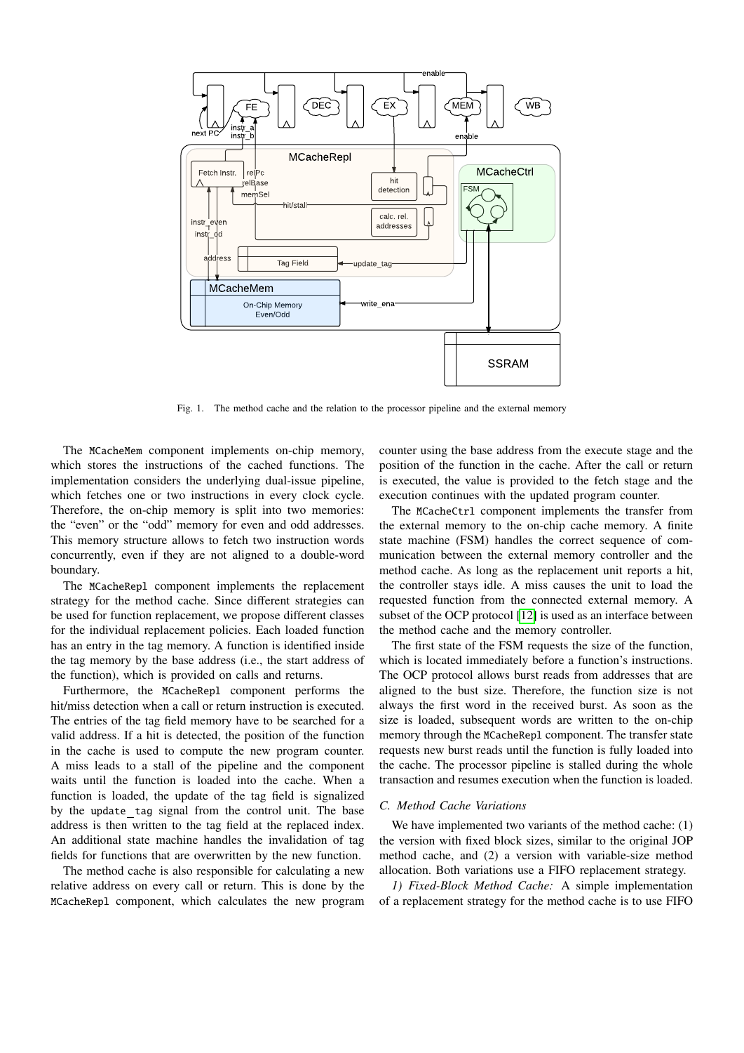enable

FE

DEC

EX

MEM

WB

next PC

instr_a

instr_b

enable

MCacheRepl

Fetch Instr.

relPc

relBase

memSel

hit detection

hit/stall

calc. rel. addresses

instr_even

instr_odd

address

Tag Field

update_tag

MCacheMem

On-Chip Memory Even/Odd

write_ena

MCacheCtrl

FSM

SSRAM

Fig. 1. The method cache and the relation to the processor pipeline and the external memory

The MCacheMem component implements on-chip memory, which stores the instructions of the cached functions. The implementation considers the underlying dual-issue pipeline, which fetches one or two instructions in every clock cycle. Therefore, the on-chip memory is split into two memories: the "even" or the "odd" memory for even and odd addresses. This memory structure allows to fetch two instruction words concurrently, even if they are not aligned to a double-word boundary.

The MCacheRepl component implements the replacement strategy for the method cache. Since different strategies can be used for function replacement, we propose different classes for the individual replacement policies. Each loaded function has an entry in the tag memory. A function is identified inside the tag memory by the base address (i.e., the start address of the function), which is provided on calls and returns.

Furthermore, the MCacheRepl component performs the hit/miss detection when a call or return instruction is executed. The entries of the tag field memory have to be searched for a valid address. If a hit is detected, the position of the function in the cache is used to compute the new program counter. A miss leads to a stall of the pipeline and the component waits until the function is loaded into the cache. When a function is loaded, the update of the tag field is signalized by the update_tag signal from the control unit. The base address is then written to the tag field at the replaced index. An additional state machine handles the invalidation of tag fields for functions that are overwritten by the new function.

The method cache is also responsible for calculating a new relative address on every call or return. This is done by the MCacheRepl component, which calculates the new program counter using the base address from the execute stage and the position of the function in the cache. After the call or return is executed, the value is provided to the fetch stage and the execution continues with the updated program counter.

The MCacheCtrl component implements the transfer from the external memory to the on-chip cache memory. A finite state machine (FSM) handles the correct sequence of communication between the external memory controller and the method cache. As long as the replacement unit reports a hit, the controller stays idle. A miss causes the unit to load the requested function from the connected external memory. A subset of the OCP protocol [12] is used as an interface between the method cache and the memory controller.

The first state of the FSM requests the size of the function, which is located immediately before a function's instructions. The OCP protocol allows burst reads from addresses that are aligned to the bust size. Therefore, the function size is not always the first word in the received burst. As soon as the size is loaded, subsequent words are written to the on-chip memory through the MCacheRepl component. The transfer state requests new burst reads until the function is fully loaded into the cache. The processor pipeline is stalled during the whole transaction and resumes execution when the function is loaded.

### C. Method Cache Variations

We have implemented two variants of the method cache: (1) the version with fixed block sizes, similar to the original JOP method cache, and (2) a version with variable-size method allocation. Both variations use a FIFO replacement strategy.

*1) Fixed-Block Method Cache:* A simple implementation of a replacement strategy for the method cache is to use FIFO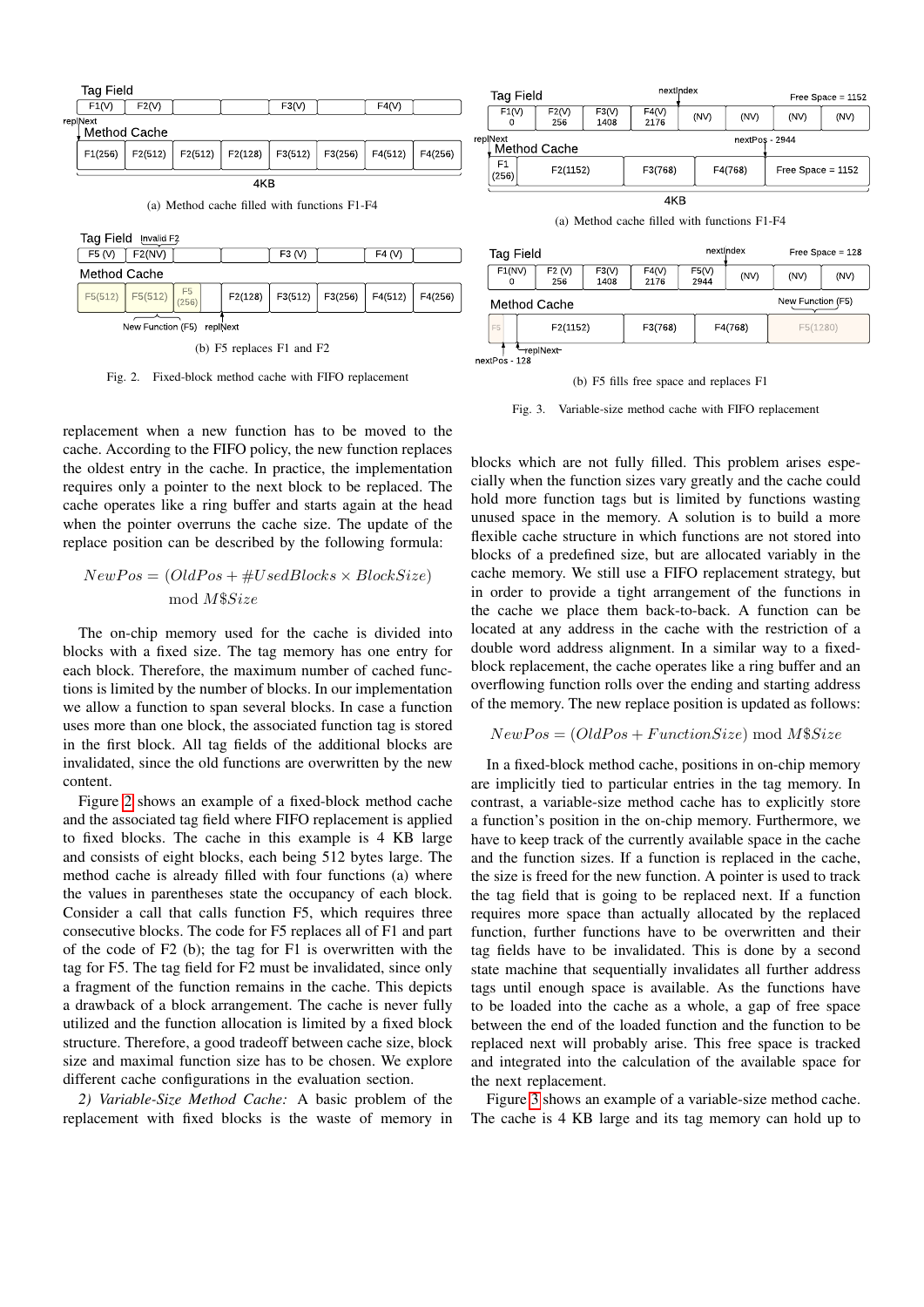Fig. 2. Fixed-block method cache with FIFO replacement

(a) Method cache filled with functions F1-F4

(b) F5 replaces F1 and F2

Fig. 3. Variable-size method cache with FIFO replacement

(a) Method cache filled with functions F1-F4

(b) F5 fills free space and replaces F1

replacement when a new function has to be moved to the cache. According to the FIFO policy, the new function replaces the oldest entry in the cache. In practice, the implementation requires only a pointer to the next block to be replaced. The cache operates like a ring buffer and starts again at the head when the pointer overruns the cache size. The update of the replace position can be described by the following formula:

$$NewPos = (OldPos + \#UsedBlocks \times BlockSize) \mod M\$Size$$

The on-chip memory used for the cache is divided into blocks with a fixed size. The tag memory has one entry for each block. Therefore, the maximum number of cached functions is limited by the number of blocks. In our implementation we allow a function to span several blocks. In case a function uses more than one block, the associated function tag is stored in the first block. All tag fields of the additional blocks are invalidated, since the old functions are overwritten by the new content.

Figure 2 shows an example of a fixed-block method cache and the associated tag field where FIFO replacement is applied to fixed blocks. The cache in this example is 4 KB large and consists of eight blocks, each being 512 bytes large. The method cache is already filled with four functions (a) where the values in parentheses state the occupancy of each block. Consider a call that calls function F5, which requires three consecutive blocks. The code for F5 replaces all of F1 and part of the code of F2 (b); the tag for F1 is overwritten with the tag for F5. The tag field for F2 must be invalidated, since only a fragment of the function remains in the cache. This depicts a drawback of a block arrangement. The cache is never fully utilized and the function allocation is limited by a fixed block structure. Therefore, a good tradeoff between cache size, block size and maximal function size has to be chosen. We explore different cache configurations in the evaluation section.

*2) Variable-Size Method Cache:* A basic problem of the replacement with fixed blocks is the waste of memory in blocks which are not fully filled. This problem arises especially when the function sizes vary greatly and the cache could hold more function tags but is limited by functions wasting unused space in the memory. A solution is to build a more flexible cache structure in which functions are not stored into blocks of a predefined size, but are allocated variably in the cache memory. We still use a FIFO replacement strategy, but in order to provide a tight arrangement of the functions in the cache we place them back-to-back. A function can be located at any address in the cache with the restriction of a double word address alignment. In a similar way to a fixed-block replacement, the cache operates like a ring buffer and an overflowing function rolls over the ending and starting address of the memory. The new replace position is updated as follows:

$$NewPos = (OldPos + FunctionSize) \mod M\$Size$$

In a fixed-block method cache, positions in on-chip memory are implicitly tied to particular entries in the tag memory. In contrast, a variable-size method cache has to explicitly store a function's position in the on-chip memory. Furthermore, we have to keep track of the currently available space in the cache and the function sizes. If a function is replaced in the cache, the size is freed for the new function. A pointer is used to track the tag field that is going to be replaced next. If a function requires more space than actually allocated by the replaced function, further functions have to be overwritten and their tag fields have to be invalidated. This is done by a second state machine that sequentially invalidates all further address tags until enough space is available. As the functions have to be loaded into the cache as a whole, a gap of free space between the end of the loaded function and the function to be replaced next will probably arise. This free space is tracked and integrated into the calculation of the available space for the next replacement.

Figure 3 shows an example of a variable-size method cache. The cache is 4 KB large and its tag memory can hold up to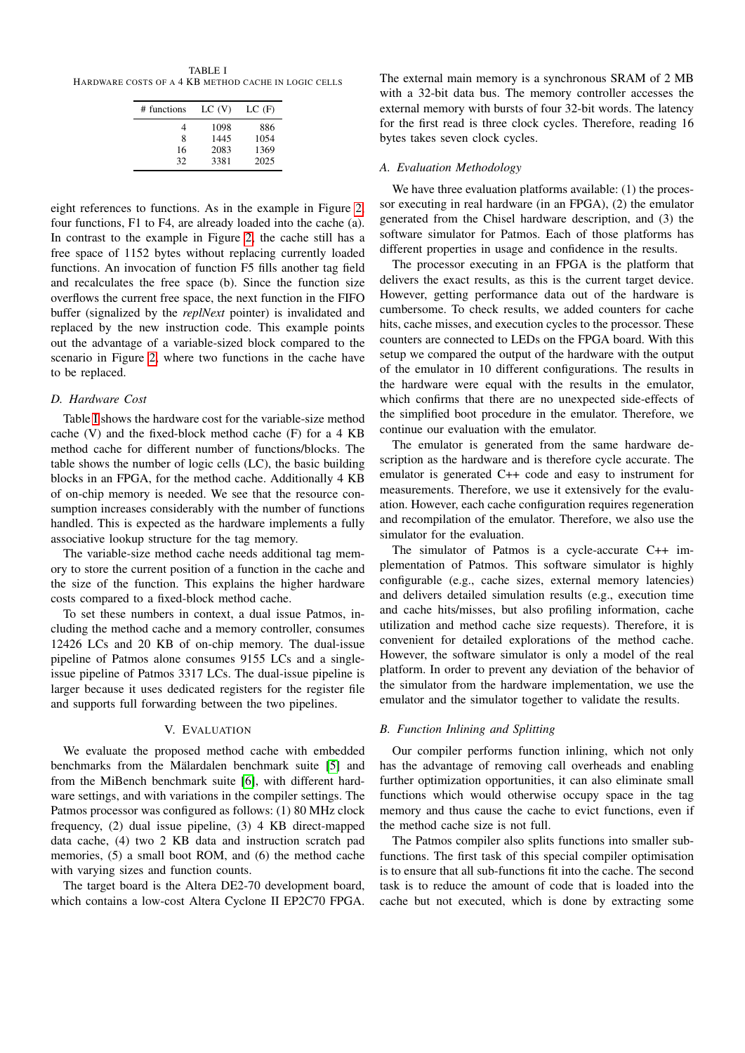TABLE I
HARDWARE COSTS OF A 4 KB METHOD CACHE IN LOGIC CELLS

| # functions | LC (V) | LC (F) |
|---|---|---|
| 4 | 1098 | 886 |
| 8 | 1445 | 1054 |
| 16 | 2083 | 1369 |
| 32 | 3381 | 2025 |

eight references to functions. As in the example in Figure 2, four functions, F1 to F4, are already loaded into the cache (a). In contrast to the example in Figure 2, the cache still has a free space of 1152 bytes without replacing currently loaded functions. An invocation of function F5 fills another tag field and recalculates the free space (b). Since the function size overflows the current free space, the next function in the FIFO buffer (signalized by the *replNext* pointer) is invalidated and replaced by the new instruction code. This example points out the advantage of a variable-sized block compared to the scenario in Figure 2, where two functions in the cache have to be replaced.

### D. Hardware Cost

Table I shows the hardware cost for the variable-size method cache (V) and the fixed-block method cache (F) for a 4 KB method cache for different number of functions/blocks. The table shows the number of logic cells (LC), the basic building blocks in an FPGA, for the method cache. Additionally 4 KB of on-chip memory is needed. We see that the resource consumption increases considerably with the number of functions handled. This is expected as the hardware implements a fully associative lookup structure for the tag memory.

The variable-size method cache needs additional tag memory to store the current position of a function in the cache and the size of the function. This explains the higher hardware costs compared to a fixed-block method cache.

To set these numbers in context, a dual issue Patmos, including the method cache and a memory controller, consumes 12426 LCs and 20 KB of on-chip memory. The dual-issue pipeline of Patmos alone consumes 9155 LCs and a single-issue pipeline of Patmos 3317 LCs. The dual-issue pipeline is larger because it uses dedicated registers for the register file and supports full forwarding between the two pipelines.

## V. EVALUATION

We evaluate the proposed method cache with embedded benchmarks from the Mälardalen benchmark suite [5] and from the MiBench benchmark suite [6], with different hardware settings, and with variations in the compiler settings. The Patmos processor was configured as follows: (1) 80 MHz clock frequency, (2) dual issue pipeline, (3) 4 KB direct-mapped data cache, (4) two 2 KB data and instruction scratch pad memories, (5) a small boot ROM, and (6) the method cache with varying sizes and function counts.

The target board is the Altera DE2-70 development board, which contains a low-cost Altera Cyclone II EP2C70 FPGA. The external main memory is a synchronous SRAM of 2 MB with a 32-bit data bus. The memory controller accesses the external memory with bursts of four 32-bit words. The latency for the first read is three clock cycles. Therefore, reading 16 bytes takes seven clock cycles.

### A. Evaluation Methodology

We have three evaluation platforms available: (1) the processor executing in real hardware (in an FPGA), (2) the emulator generated from the Chisel hardware description, and (3) the software simulator for Patmos. Each of those platforms has different properties in usage and confidence in the results.

The processor executing in an FPGA is the platform that delivers the exact results, as this is the current target device. However, getting performance data out of the hardware is cumbersome. To check results, we added counters for cache hits, cache misses, and execution cycles to the processor. These counters are connected to LEDs on the FPGA board. With this setup we compared the output of the hardware with the output of the emulator in 10 different configurations. The results in the hardware were equal with the results in the emulator, which confirms that there are no unexpected side-effects of the simplified boot procedure in the emulator. Therefore, we continue our evaluation with the emulator.

The emulator is generated from the same hardware description as the hardware and is therefore cycle accurate. The emulator is generated C++ code and easy to instrument for measurements. Therefore, we use it extensively for the evaluation. However, each cache configuration requires regeneration and recompilation of the emulator. Therefore, we also use the simulator for the evaluation.

The simulator of Patmos is a cycle-accurate C++ implementation of Patmos. This software simulator is highly configurable (e.g., cache sizes, external memory latencies) and delivers detailed simulation results (e.g., execution time and cache hits/misses, but also profiling information, cache utilization and method cache size requests). Therefore, it is convenient for detailed explorations of the method cache. However, the software simulator is only a model of the real platform. In order to prevent any deviation of the behavior of the simulator from the hardware implementation, we use the emulator and the simulator together to validate the results.

### B. Function Inlining and Splitting

Our compiler performs function inlining, which not only has the advantage of removing call overheads and enabling further optimization opportunities, it can also eliminate small functions which would otherwise occupy space in the tag memory and thus cause the cache to evict functions, even if the method cache size is not full.

The Patmos compiler also splits functions into smaller sub-functions. The first task of this special compiler optimisation is to ensure that all sub-functions fit into the cache. The second task is to reduce the amount of code that is loaded into the cache but not executed, which is done by extracting some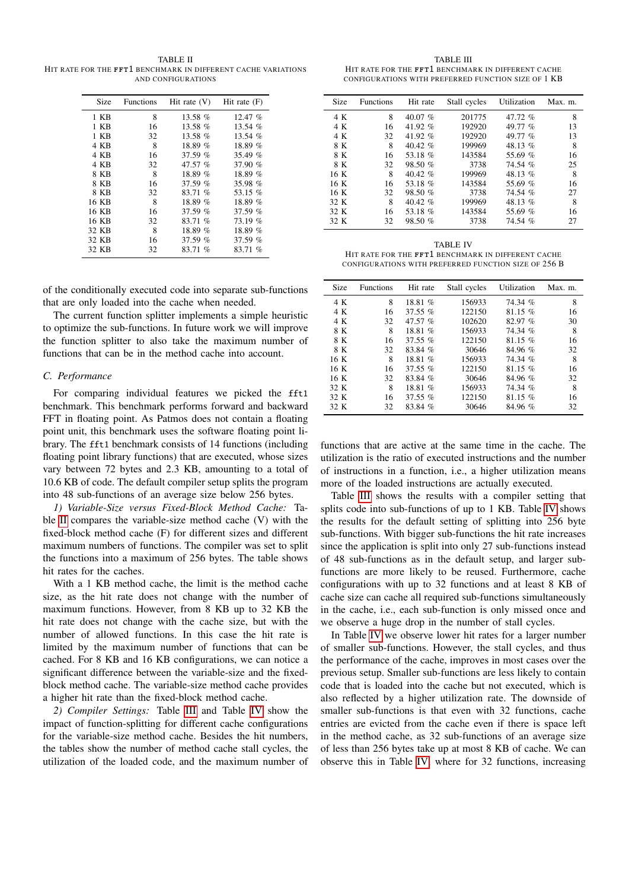TABLE II
HIT RATE FOR THE fft1 BENCHMARK IN DIFFERENT CACHE VARIATIONS AND CONFIGURATIONS

| Size | Functions | Hit rate (V) | Hit rate (F) |
|---|---|---|---|
| 1 KB | 8 | 13.58 % | 12.47 % |
| 1 KB | 16 | 13.58 % | 13.54 % |
| 1 KB | 32 | 13.58 % | 13.54 % |
| 4 KB | 8 | 18.89 % | 18.89 % |
| 4 KB | 16 | 37.59 % | 35.49 % |
| 4 KB | 32 | 47.57 % | 37.90 % |
| 8 KB | 8 | 18.89 % | 18.89 % |
| 8 KB | 16 | 37.59 % | 35.98 % |
| 8 KB | 32 | 83.71 % | 53.15 % |
| 16 KB | 8 | 18.89 % | 18.89 % |
| 16 KB | 16 | 37.59 % | 37.59 % |
| 16 KB | 32 | 83.71 % | 73.19 % |
| 32 KB | 8 | 18.89 % | 18.89 % |
| 32 KB | 16 | 37.59 % | 37.59 % |
| 32 KB | 32 | 83.71 % | 83.71 % |

of the conditionally executed code into separate sub-functions that are only loaded into the cache when needed.

The current function splitter implements a simple heuristic to optimize the sub-functions. In future work we will improve the function splitter to also take the maximum number of functions that can be in the method cache into account.

### C. Performance

For comparing individual features we picked the fft1 benchmark. This benchmark performs forward and backward FFT in floating point. As Patmos does not contain a floating point unit, this benchmark uses the software floating point library. The fft1 benchmark consists of 14 functions (including floating point library functions) that are executed, whose sizes vary between 72 bytes and 2.3 KB, amounting to a total of 10.6 KB of code. The default compiler setup splits the program into 48 sub-functions of an average size below 256 bytes.

*1) Variable-Size versus Fixed-Block Method Cache:* Table II compares the variable-size method cache (V) with the fixed-block method cache (F) for different sizes and different maximum numbers of functions. The compiler was set to split the functions into a maximum of 256 bytes. The table shows hit rates for the caches.

With a 1 KB method cache, the limit is the method cache size, as the hit rate does not change with the number of maximum functions. However, from 8 KB up to 32 KB the hit rate does not change with the cache size, but with the number of allowed functions. In this case the hit rate is limited by the maximum number of functions that can be cached. For 8 KB and 16 KB configurations, we can notice a significant difference between the variable-size and the fixed-block method cache. The variable-size method cache provides a higher hit rate than the fixed-block method cache.

*2) Compiler Settings:* Table III and Table IV show the impact of function-splitting for different cache configurations for the variable-size method cache. Besides the hit numbers, the tables show the number of method cache stall cycles, the utilization of the loaded code, and the maximum number of

TABLE III
HIT RATE FOR THE fft1 BENCHMARK IN DIFFERENT CACHE CONFIGURATIONS WITH PREFERRED FUNCTION SIZE OF 1 KB

| Size | Functions | Hit rate | Stall cycles | Utilization | Max. m. |
|---|---|---|---|---|---|
| 4 K | 8 | 40.07 % | 201775 | 47.72 % | 8 |
| 4 K | 16 | 41.92 % | 192920 | 49.77 % | 13 |
| 4 K | 32 | 41.92 % | 192920 | 49.77 % | 13 |
| 8 K | 8 | 40.42 % | 199969 | 48.13 % | 8 |
| 8 K | 16 | 53.18 % | 143584 | 55.69 % | 16 |
| 8 K | 32 | 98.50 % | 3738 | 74.54 % | 25 |
| 16 K | 8 | 40.42 % | 199969 | 48.13 % | 8 |
| 16 K | 16 | 53.18 % | 143584 | 55.69 % | 16 |
| 16 K | 32 | 98.50 % | 3738 | 74.54 % | 27 |
| 32 K | 8 | 40.42 % | 199969 | 48.13 % | 8 |
| 32 K | 16 | 53.18 % | 143584 | 55.69 % | 16 |
| 32 K | 32 | 98.50 % | 3738 | 74.54 % | 27 |

TABLE IV
HIT RATE FOR THE fft1 BENCHMARK IN DIFFERENT CACHE CONFIGURATIONS WITH PREFERRED FUNCTION SIZE OF 256 B

| Size | Functions | Hit rate | Stall cycles | Utilization | Max. m. |
|---|---|---|---|---|---|
| 4 K | 8 | 18.81 % | 156933 | 74.34 % | 8 |
| 4 K | 16 | 37.55 % | 122150 | 81.15 % | 16 |
| 4 K | 32 | 47.57 % | 102620 | 82.97 % | 30 |
| 8 K | 8 | 18.81 % | 156933 | 74.34 % | 8 |
| 8 K | 16 | 37.55 % | 122150 | 81.15 % | 16 |
| 8 K | 32 | 83.84 % | 30646 | 84.96 % | 32 |
| 16 K | 8 | 18.81 % | 156933 | 74.34 % | 8 |
| 16 K | 16 | 37.55 % | 122150 | 81.15 % | 16 |
| 16 K | 32 | 83.84 % | 30646 | 84.96 % | 32 |
| 32 K | 8 | 18.81 % | 156933 | 74.34 % | 8 |
| 32 K | 16 | 37.55 % | 122150 | 81.15 % | 16 |
| 32 K | 32 | 83.84 % | 30646 | 84.96 % | 32 |

functions that are active at the same time in the cache. The utilization is the ratio of executed instructions and the number of instructions in a function, i.e., a higher utilization means more of the loaded instructions are actually executed.

Table III shows the results with a compiler setting that splits code into sub-functions of up to 1 KB. Table IV shows the results for the default setting of splitting into 256 byte sub-functions. With bigger sub-functions the hit rate increases since the application is split into only 27 sub-functions instead of 48 sub-functions as in the default setup, and larger sub-functions are more likely to be reused. Furthermore, cache configurations with up to 32 functions and at least 8 KB of cache size can cache all required sub-functions simultaneously in the cache, i.e., each sub-function is only missed once and we observe a huge drop in the number of stall cycles.

In Table IV we observe lower hit rates for a larger number of smaller sub-functions. However, the stall cycles, and thus the performance of the cache, improves in most cases over the previous setup. Smaller sub-functions are less likely to contain code that is loaded into the cache but not executed, which is also reflected by a higher utilization rate. The downside of smaller sub-functions is that even with 32 functions, cache entries are evicted from the cache even if there is space left in the method cache, as 32 sub-functions of an average size of less than 256 bytes take up at most 8 KB of cache. We can observe this in Table IV, where for 32 functions, increasing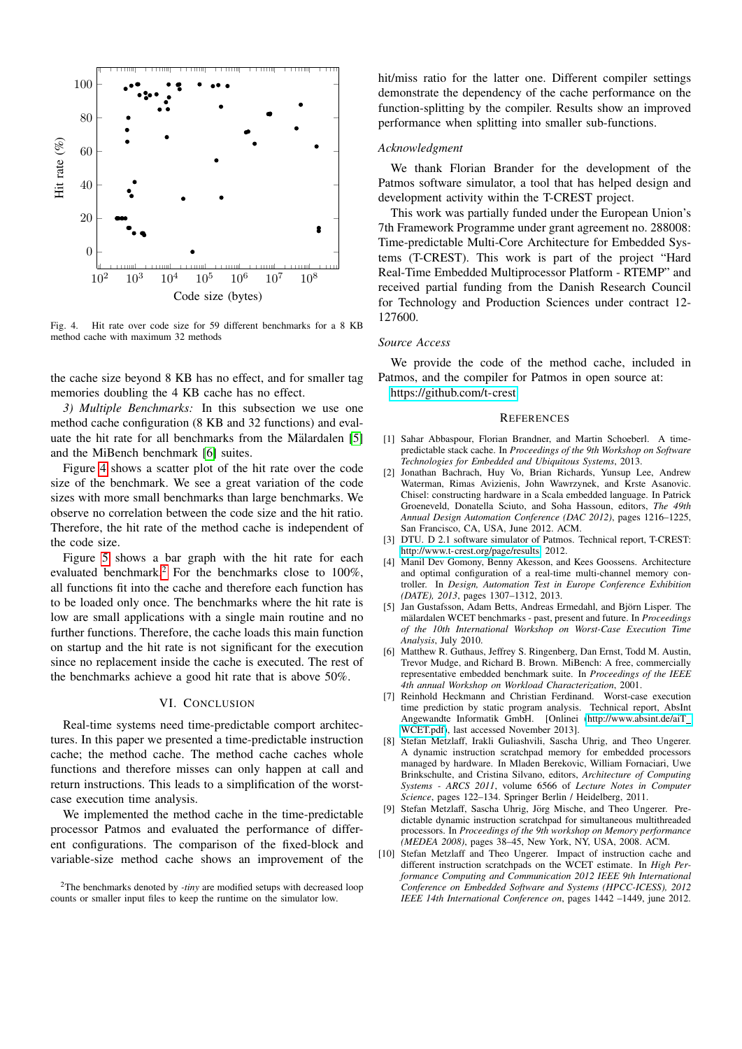Fig. 4. Hit rate over code size for 59 different benchmarks for a 8 KB method cache with maximum 32 methods

the cache size beyond 8 KB has no effect, and for smaller tag memories doubling the 4 KB cache has no effect.

*3) Multiple Benchmarks:* In this subsection we use one method cache configuration (8 KB and 32 functions) and evaluate the hit rate for all benchmarks from the Mälardalen [5] and the MiBench benchmark [6] suites.

Figure 4 shows a scatter plot of the hit rate over the code size of the benchmark. We see a great variation of the code sizes with more small benchmarks than large benchmarks. We observe no correlation between the code size and the hit ratio. Therefore, the hit rate of the method cache is independent of the code size.

Figure 5 shows a bar graph with the hit rate for each evaluated benchmark.[2] For the benchmarks close to 100%, all functions fit into the cache and therefore each function has to be loaded only once. The benchmarks where the hit rate is low are small applications with a single main routine and no further functions. Therefore, the cache loads this main function on startup and the hit rate is not significant for the execution since no replacement inside the cache is executed. The rest of the benchmarks achieve a good hit rate that is above 50%.

## VI. Conclusion

Real-time systems need time-predictable comport architectures. In this paper we presented a time-predictable instruction cache; the method cache. The method cache caches whole functions and therefore misses can only happen at call and return instructions. This leads to a simplification of the worst-case execution time analysis.

We implemented the method cache in the time-predictable processor Patmos and evaluated the performance of different configurations. The comparison of the fixed-block and variable-size method cache shows an improvement of the hit/miss ratio for the latter one. Different compiler settings demonstrate the dependency of the cache performance on the function-splitting by the compiler. Results show an improved performance when splitting into smaller sub-functions.

### Acknowledgment

We thank Florian Brander for the development of the Patmos software simulator, a tool that has helped design and development activity within the T-CREST project.

This work was partially funded under the European Union's 7th Framework Programme under grant agreement no. 288008: Time-predictable Multi-Core Architecture for Embedded Systems (T-CREST). This work is part of the project "Hard Real-Time Embedded Multiprocessor Platform - RTEMP" and received partial funding from the Danish Research Council for Technology and Production Sciences under contract 12-127600.

### Source Access

We provide the code of the method cache, included in Patmos, and the compiler for Patmos in open source at: https://github.com/t-crest

## References

[1] Sahar Abbaspour, Florian Brandner, and Martin Schoeberl. A time-predictable stack cache. In *Proceedings of the 9th Workshop on Software Technologies for Embedded and Ubiquitous Systems*, 2013.

[2] Jonathan Bachrach, Huy Vo, Brian Richards, Yunsup Lee, Andrew Waterman, Rimas Avizienis, John Wawrzynek, and Krste Asanovic. Chisel: constructing hardware in a Scala embedded language. In Patrick Groeneveld, Donatella Sciuto, and Soha Hassoun, editors, *The 49th Annual Design Automation Conference (DAC 2012)*, pages 1216–1225, San Francisco, CA, USA, June 2012. ACM.

[3] DTU. D 2.1 software simulator of Patmos. Technical report, T-CREST: http://www.t-crest.org/page/results, 2012.

[4] Manil Dev Gomony, Benny Akesson, and Kees Goossens. Architecture and optimal configuration of a real-time multi-channel memory controller. In *Design, Automation Test in Europe Conference Exhibition (DATE), 2013*, pages 1307–1312, 2013.

[5] Jan Gustafsson, Adam Betts, Andreas Ermedahl, and Björn Lisper. The mälardalen WCET benchmarks - past, present and future. In *Proceedings of the 10th International Workshop on Worst-Case Execution Time Analysis*, July 2010.

[6] Matthew R. Guthaus, Jeffrey S. Ringenberg, Dan Ernst, Todd M. Austin, Trevor Mudge, and Richard B. Brown. MiBench: A free, commercially representative embedded benchmark suite. In *Proceedings of the IEEE 4th annual Workshop on Workload Characterization*, 2001.

[7] Reinhold Heckmann and Christian Ferdinand. Worst-case execution time prediction by static program analysis. Technical report, AbsInt Angewandte Informatik GmbH. [Online (http://www.absint.de/aiT_WCET.pdf), last accessed November 2013].

[8] Stefan Metzlaff, Irakli Guliashvili, Sascha Uhrig, and Theo Ungerer. A dynamic instruction scratchpad memory for embedded processors managed by hardware. In Mladen Berekovic, William Fornaciari, Uwe Brinkschulte, and Cristina Silvano, editors, *Architecture of Computing Systems - ARCS 2011*, volume 6566 of *Lecture Notes in Computer Science*, pages 122–134. Springer Berlin / Heidelberg, 2011.

[9] Stefan Metzlaff, Sascha Uhrig, Jörg Mische, and Theo Ungerer. Predictable dynamic instruction scratchpad for simultaneous multithreaded processors. In *Proceedings of the 9th workshop on Memory performance (MEDEA 2008)*, pages 38–45, New York, NY, USA, 2008. ACM.

[10] Stefan Metzlaff and Theo Ungerer. Impact of instruction cache and different instruction scratchpads on the WCET estimate. In *High Performance Computing and Communication 2012 IEEE 9th International Conference on Embedded Software and Systems (HPCC-ICESS), 2012 IEEE 14th International Conference on*, pages 1442 –1449, june 2012.

[2] The benchmarks denoted by *-tiny* are modified setups with decreased loop counts or smaller input files to keep the runtime on the simulator low.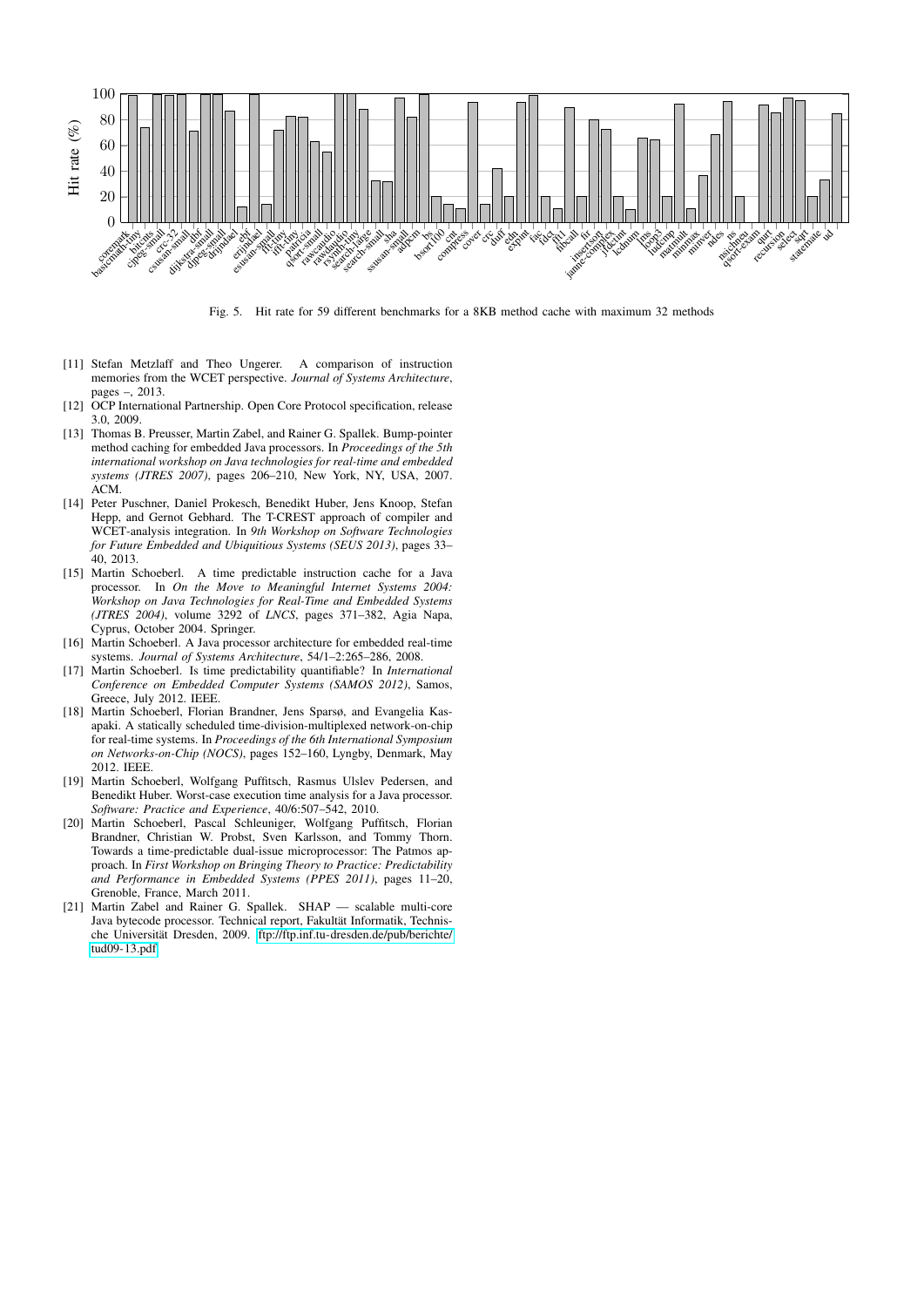Hit rate (%)

100
80
60
40
20
0

coremark
basicmath-tiny
bitcnts
cjpeg-small
crc-32
csusan-small
dbf
dijkstra-small
djpeg-small
drijndael
ebf
erijndael
esusan-small
fft-tiny
ifft-tiny
patricia
qsort-small
rawcaudio
rawdaudio
rsynth-tiny
search-large
search-small
sha
ssusan-small
adpcm
bs
bsort100
cnt
compress
cover
crc
duff
edn
expint
fac
fdct
fft1
fibcall
fir
insertsort
janne-complex
jfdctint
lcdnum
lms
loop3
ludcmp
matmult
minmax
minver
ndes
ns
nsichneu
qsort-exam
qurt
recursion
select
sqrt
statemate
ud

Fig. 5. Hit rate for 59 different benchmarks for a 8KB method cache with maximum 32 methods

[11] Stefan Metzlaff and Theo Ungerer. A comparison of instruction memories from the WCET perspective. *Journal of Systems Architecture*, pages –, 2013.

[12] OCP International Partnership. Open Core Protocol specification, release 3.0, 2009.

[13] Thomas B. Preusser, Martin Zabel, and Rainer G. Spallek. Bump-pointer method caching for embedded Java processors. In *Proceedings of the 5th international workshop on Java technologies for real-time and embedded systems (JTRES 2007)*, pages 206–210, New York, NY, USA, 2007. ACM.

[14] Peter Puschner, Daniel Prokesch, Benedikt Huber, Jens Knoop, Stefan Hepp, and Gernot Gebhard. The T-CREST approach of compiler and WCET-analysis integration. In *9th Workshop on Software Technologies for Future Embedded and Ubiquitious Systems (SEUS 2013)*, pages 33–40, 2013.

[15] Martin Schoeberl. A time predictable instruction cache for a Java processor. In *On the Move to Meaningful Internet Systems 2004: Workshop on Java Technologies for Real-Time and Embedded Systems (JTRES 2004)*, volume 3292 of *LNCS*, pages 371–382, Agia Napa, Cyprus, October 2004. Springer.

[16] Martin Schoeberl. A Java processor architecture for embedded real-time systems. *Journal of Systems Architecture*, 54/1–2:265–286, 2008.

[17] Martin Schoeberl. Is time predictability quantifiable? In *International Conference on Embedded Computer Systems (SAMOS 2012)*, Samos, Greece, July 2012. IEEE.

[18] Martin Schoeberl, Florian Brandner, Jens Sparsø, and Evangelia Kasapaki. A statically scheduled time-division-multiplexed network-on-chip for real-time systems. In *Proceedings of the 6th International Symposium on Networks-on-Chip (NOCS)*, pages 152–160, Lyngby, Denmark, May 2012. IEEE.

[19] Martin Schoeberl, Wolfgang Puffitsch, Rasmus Ulslev Pedersen, and Benedikt Huber. Worst-case execution time analysis for a Java processor. *Software: Practice and Experience*, 40/6:507–542, 2010.

[20] Martin Schoeberl, Pascal Schleuniger, Wolfgang Puffitsch, Florian Brandner, Christian W. Probst, Sven Karlsson, and Tommy Thorn. Towards a time-predictable dual-issue microprocessor: The Patmos approach. In *First Workshop on Bringing Theory to Practice: Predictability and Performance in Embedded Systems (PPES 2011)*, pages 11–20, Grenoble, France, March 2011.

[21] Martin Zabel and Rainer G. Spallek. SHAP — scalable multi-core Java bytecode processor. Technical report, Fakultät Informatik, Technische Universität Dresden, 2009. ftp://ftp.inf.tu-dresden.de/pub/berichte/tud09-13.pdf